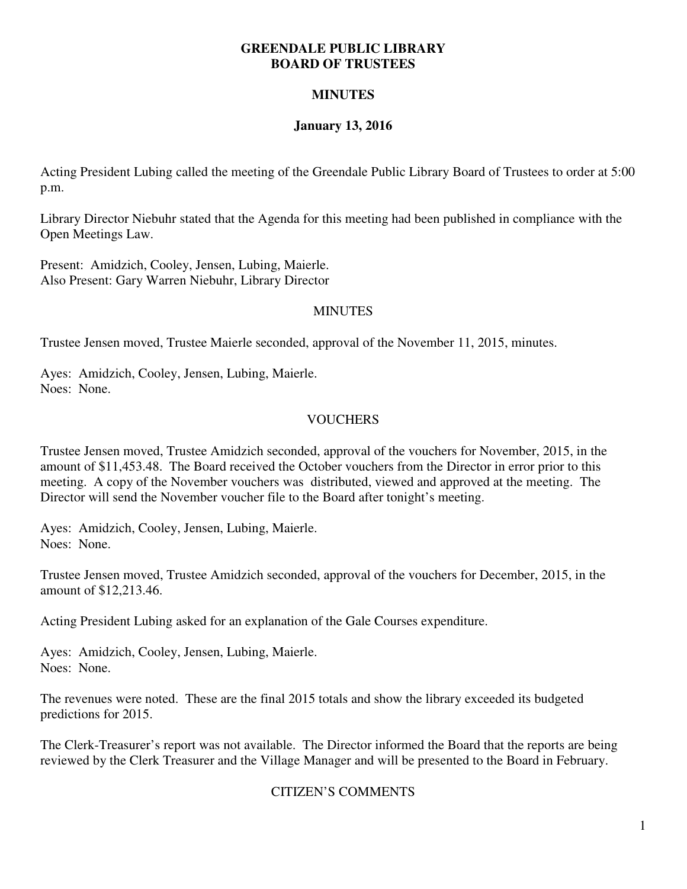# GREENDALE PUBLIC LIBRARY
# BOARD OF TRUSTEES

## MINUTES

## January 13, 2016

Acting President Lubing called the meeting of the Greendale Public Library Board of Trustees to order at 5:00 p.m.

Library Director Niebuhr stated that the Agenda for this meeting had been published in compliance with the Open Meetings Law.

Present: Amidzich, Cooley, Jensen, Lubing, Maierle.
Also Present: Gary Warren Niebuhr, Library Director

### MINUTES

Trustee Jensen moved, Trustee Maierle seconded, approval of the November 11, 2015, minutes.

Ayes: Amidzich, Cooley, Jensen, Lubing, Maierle.
Noes: None.

### VOUCHERS

Trustee Jensen moved, Trustee Amidzich seconded, approval of the vouchers for November, 2015, in the amount of $11,453.48. The Board received the October vouchers from the Director in error prior to this meeting. A copy of the November vouchers was distributed, viewed and approved at the meeting. The Director will send the November voucher file to the Board after tonight's meeting.

Ayes: Amidzich, Cooley, Jensen, Lubing, Maierle.
Noes: None.

Trustee Jensen moved, Trustee Amidzich seconded, approval of the vouchers for December, 2015, in the amount of $12,213.46.

Acting President Lubing asked for an explanation of the Gale Courses expenditure.

Ayes: Amidzich, Cooley, Jensen, Lubing, Maierle.
Noes: None.

The revenues were noted. These are the final 2015 totals and show the library exceeded its budgeted predictions for 2015.

The Clerk-Treasurer's report was not available. The Director informed the Board that the reports are being reviewed by the Clerk Treasurer and the Village Manager and will be presented to the Board in February.

### CITIZEN'S COMMENTS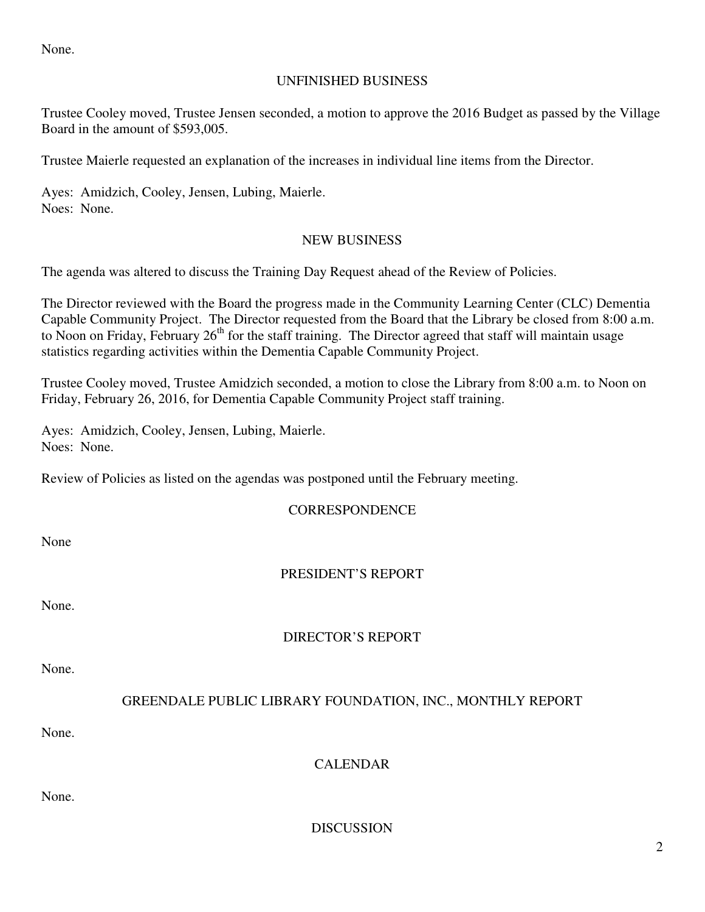None.

## UNFINISHED BUSINESS

Trustee Cooley moved, Trustee Jensen seconded, a motion to approve the 2016 Budget as passed by the Village Board in the amount of $593,005.

Trustee Maierle requested an explanation of the increases in individual line items from the Director.

Ayes: Amidzich, Cooley, Jensen, Lubing, Maierle.
Noes: None.

## NEW BUSINESS

The agenda was altered to discuss the Training Day Request ahead of the Review of Policies.

The Director reviewed with the Board the progress made in the Community Learning Center (CLC) Dementia Capable Community Project. The Director requested from the Board that the Library be closed from 8:00 a.m. to Noon on Friday, February 26th for the staff training. The Director agreed that staff will maintain usage statistics regarding activities within the Dementia Capable Community Project.

Trustee Cooley moved, Trustee Amidzich seconded, a motion to close the Library from 8:00 a.m. to Noon on Friday, February 26, 2016, for Dementia Capable Community Project staff training.

Ayes: Amidzich, Cooley, Jensen, Lubing, Maierle.
Noes: None.

Review of Policies as listed on the agendas was postponed until the February meeting.

## CORRESPONDENCE

None

## PRESIDENT'S REPORT

None.

## DIRECTOR'S REPORT

None.

## GREENDALE PUBLIC LIBRARY FOUNDATION, INC., MONTHLY REPORT

None.

## CALENDAR

None.

## DISCUSSION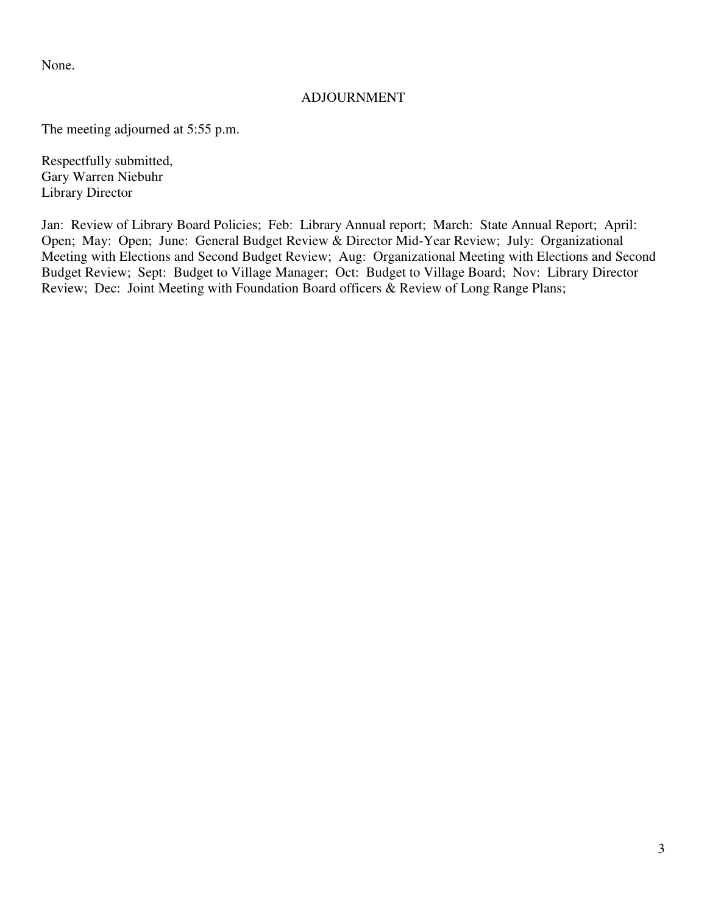None.

## ADJOURNMENT

The meeting adjourned at 5:55 p.m.

Respectfully submitted,
Gary Warren Niebuhr
Library Director

Jan: Review of Library Board Policies; Feb: Library Annual report; March: State Annual Report; April: Open; May: Open; June: General Budget Review & Director Mid-Year Review; July: Organizational Meeting with Elections and Second Budget Review; Aug: Organizational Meeting with Elections and Second Budget Review; Sept: Budget to Village Manager; Oct: Budget to Village Board; Nov: Library Director Review; Dec: Joint Meeting with Foundation Board officers & Review of Long Range Plans;